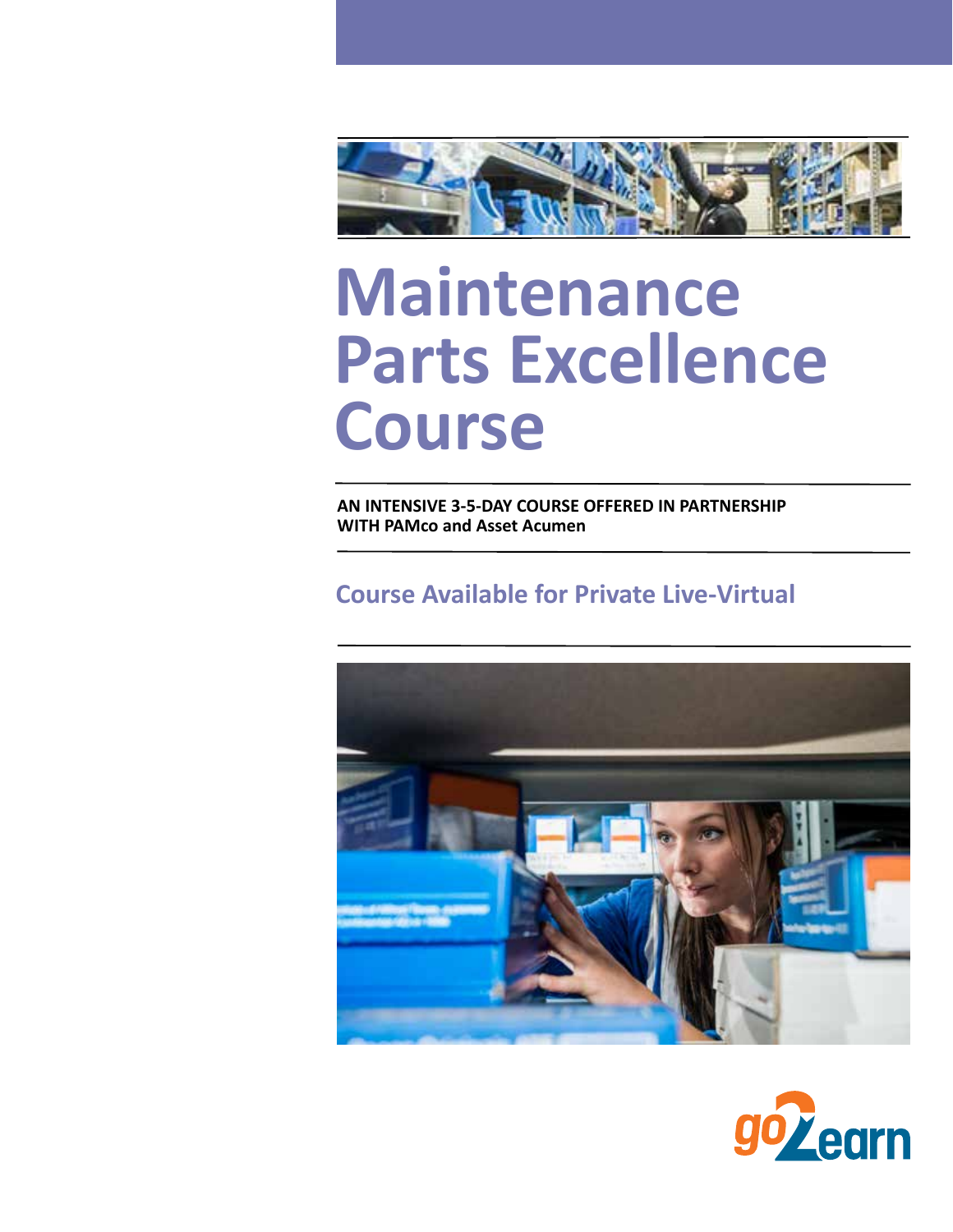# Maintenance Parts Excellence Course

**AN INTENSIVE 3-5-DAY COURSE OFFERED IN PARTNERSHIP WITH PAMco and Asset Acumen**

## Course Available for Private Live-Virtual

go2earn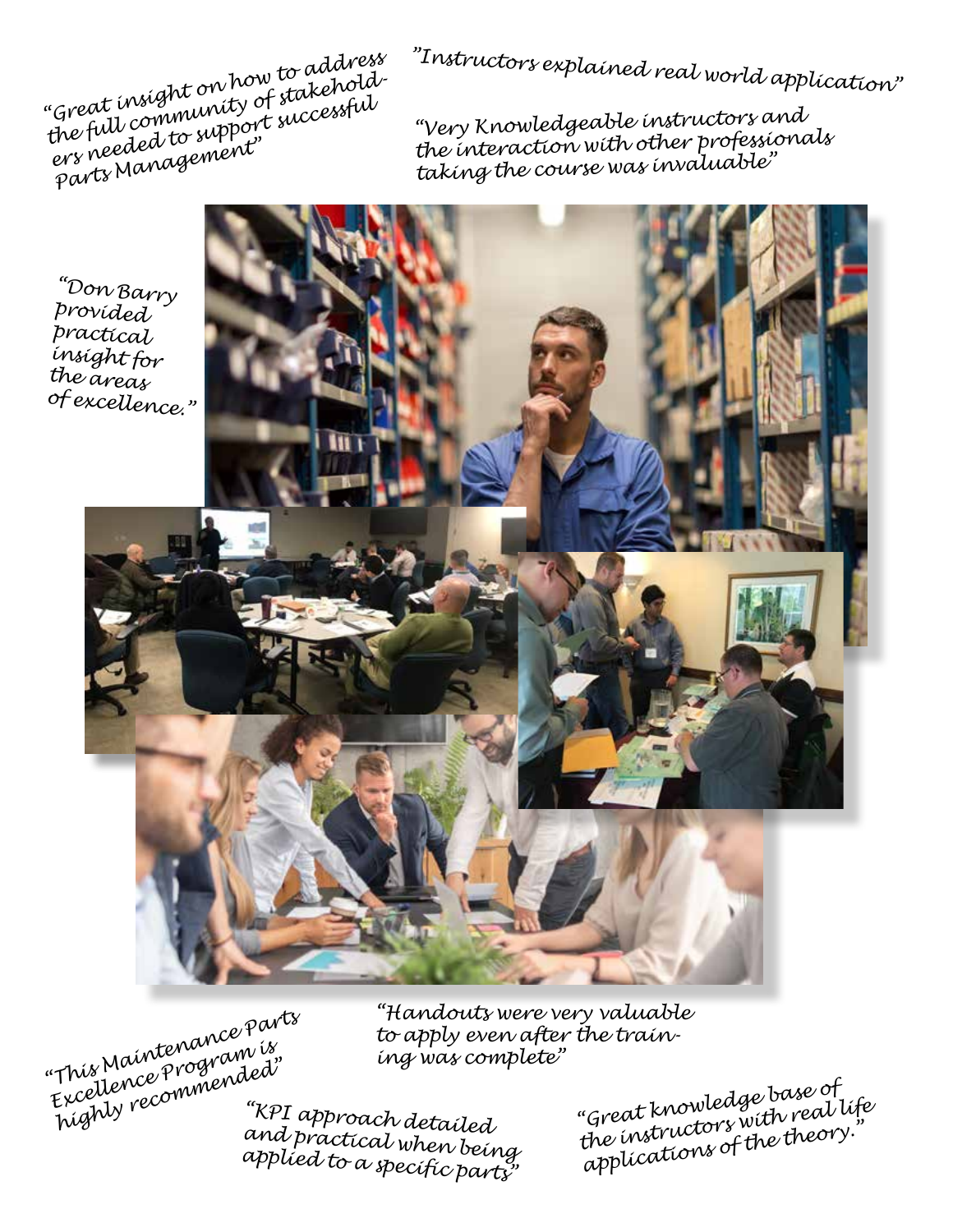"Great insight on how to address the full community of stakeholders needed to support successful Parts Management"

"Instructors explained real world application"

"Very Knowledgeable instructors and the interaction with other professionals taking the course was invaluable"

"Don Barry provided practical insight for the areas of excellence."

"This Maintenance Parts Excellence Program is highly recommended"

"Handouts were very valuable to apply even after the training was complete"

"KPI approach detailed and practical when being applied to a specific parts"

"Great knowledge base of the instructors with real life applications of the theory."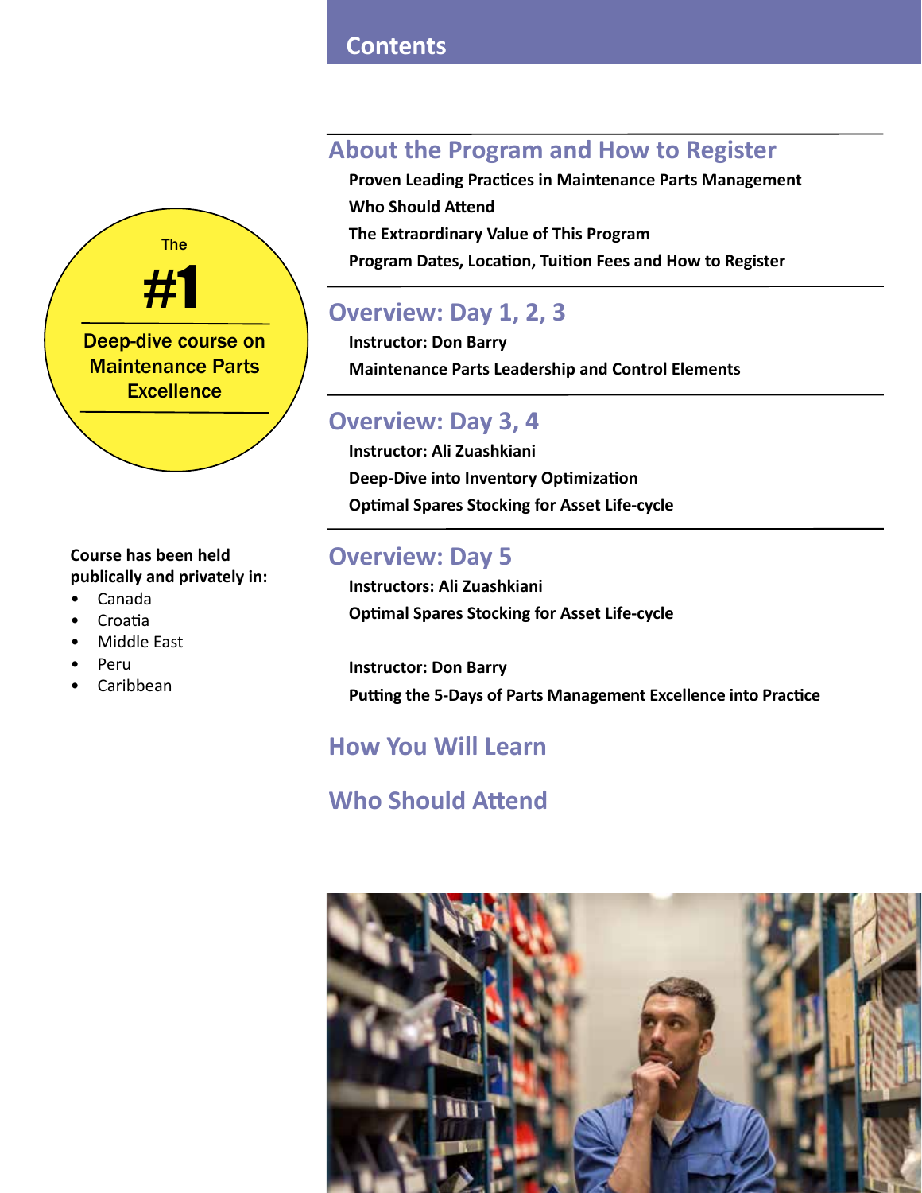# Contents

The **#1** Deep-dive course on Maintenance Parts Excellence

**Course has been held publically and privately in:**

- Canada
- Croatia
- Middle East
- Peru
- Caribbean

## About the Program and How to Register

**Proven Leading Practices in Maintenance Parts Management**

**Who Should Attend**

**The Extraordinary Value of This Program**

**Program Dates, Location, Tuition Fees and How to Register**

## Overview: Day 1, 2, 3

**Instructor: Don Barry**

**Maintenance Parts Leadership and Control Elements**

## Overview: Day 3, 4

**Instructor: Ali Zuashkiani**

**Deep-Dive into Inventory Optimization**

**Optimal Spares Stocking for Asset Life-cycle**

## Overview: Day 5

**Instructors: Ali Zuashkiani**

**Optimal Spares Stocking for Asset Life-cycle**

**Instructor: Don Barry**

**Putting the 5-Days of Parts Management Excellence into Practice**

## How You Will Learn

## Who Should Attend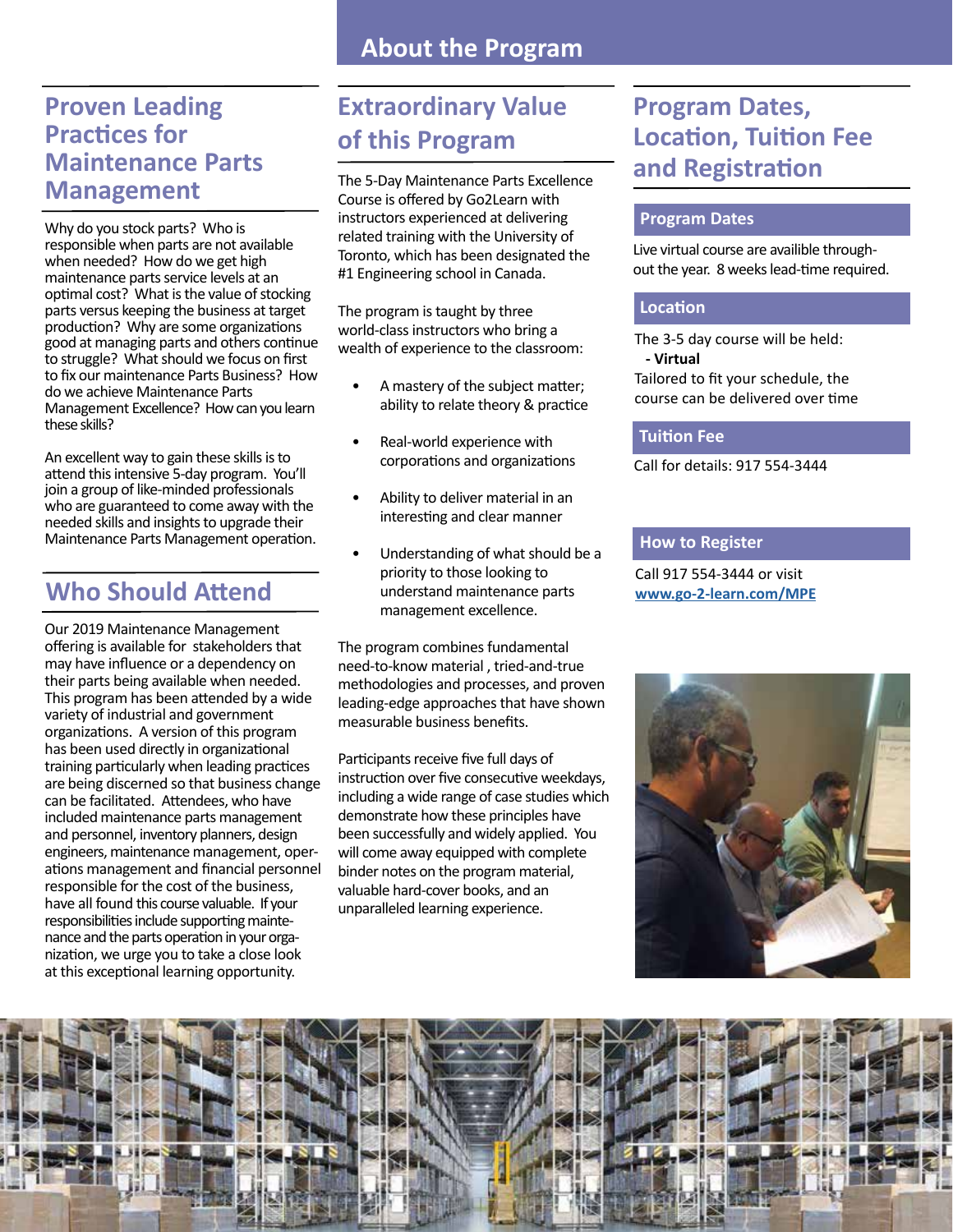# About the Program

## Proven Leading Practices for Maintenance Parts Management

Why do you stock parts? Who is responsible when parts are not available when needed? How do we get high maintenance parts service levels at an optimal cost? What is the value of stocking parts versus keeping the business at target production? Why are some organizations good at managing parts and others continue to struggle? What should we focus on first to fix our maintenance Parts Business? How do we achieve Maintenance Parts Management Excellence? How can you learn these skills?

An excellent way to gain these skills is to attend this intensive 5-day program. You'll join a group of like-minded professionals who are guaranteed to come away with the needed skills and insights to upgrade their Maintenance Parts Management operation.

## Who Should Attend

Our 2019 Maintenance Management offering is available for stakeholders that may have influence or a dependency on their parts being available when needed. This program has been attended by a wide variety of industrial and government organizations. A version of this program has been used directly in organizational training particularly when leading practices are being discerned so that business change can be facilitated. Attendees, who have included maintenance parts management and personnel, inventory planners, design engineers, maintenance management, operations management and financial personnel responsible for the cost of the business, have all found this course valuable. If your responsibilities include supporting maintenance and the parts operation in your organization, we urge you to take a close look at this exceptional learning opportunity.

## Extraordinary Value of this Program

The 5-Day Maintenance Parts Excellence Course is offered by Go2Learn with instructors experienced at delivering related training with the University of Toronto, which has been designated the #1 Engineering school in Canada.

The program is taught by three world-class instructors who bring a wealth of experience to the classroom:

- A mastery of the subject matter; ability to relate theory & practice
- Real-world experience with corporations and organizations
- Ability to deliver material in an interesting and clear manner
- Understanding of what should be a priority to those looking to understand maintenance parts management excellence.

The program combines fundamental need-to-know material , tried-and-true methodologies and processes, and proven leading-edge approaches that have shown measurable business benefits.

Participants receive five full days of instruction over five consecutive weekdays, including a wide range of case studies which demonstrate how these principles have been successfully and widely applied. You will come away equipped with complete binder notes on the program material, valuable hard-cover books, and an unparalleled learning experience.

## Program Dates, Location, Tuition Fee and Registration

### Program Dates

Live virtual course are availible through-out the year. 8 weeks lead-time required.

### Location

The 3-5 day course will be held:

**- Virtual**

Tailored to fit your schedule, the course can be delivered over time

### Tuition Fee

Call for details: 917 554-3444

### How to Register

Call 917 554-3444 or visit
www.go-2-learn.com/MPE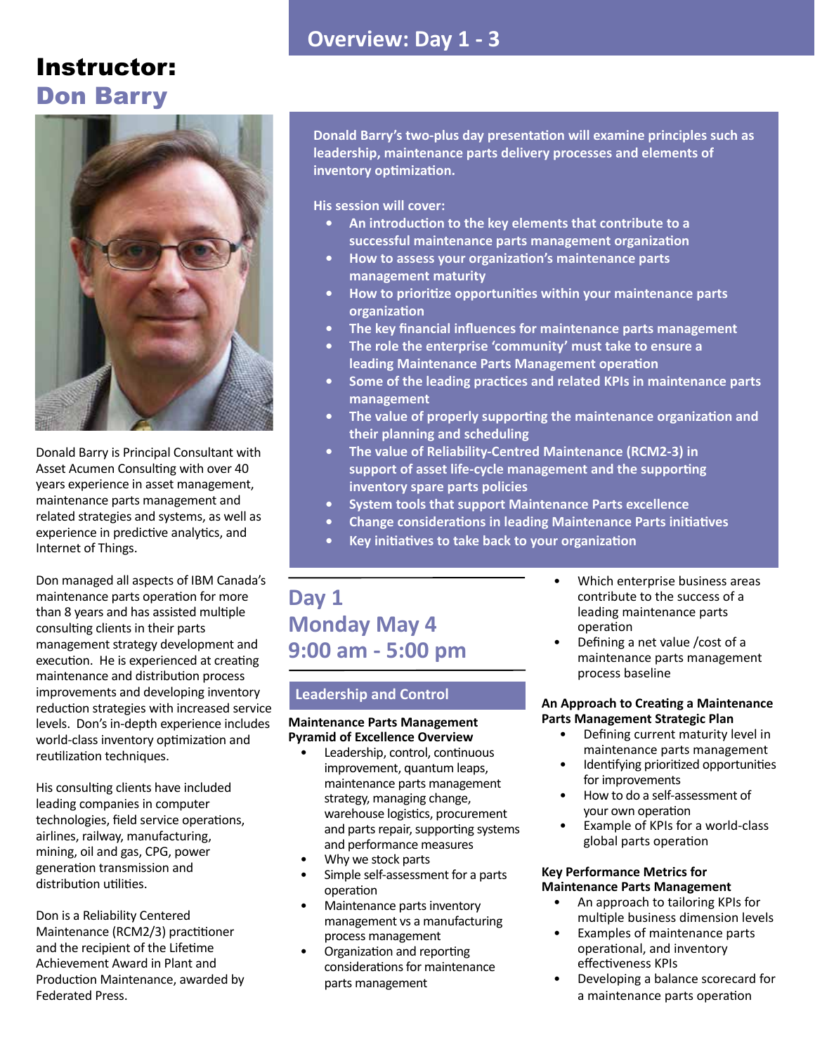# Instructor: Don Barry

Donald Barry is Principal Consultant with Asset Acumen Consulting with over 40 years experience in asset management, maintenance parts management and related strategies and systems, as well as experience in predictive analytics, and Internet of Things.

Don managed all aspects of IBM Canada's maintenance parts operation for more than 8 years and has assisted multiple consulting clients in their parts management strategy development and execution. He is experienced at creating maintenance and distribution process improvements and developing inventory reduction strategies with increased service levels. Don's in-depth experience includes world-class inventory optimization and reutilization techniques.

His consulting clients have included leading companies in computer technologies, field service operations, airlines, railway, manufacturing, mining, oil and gas, CPG, power generation transmission and distribution utilities.

Don is a Reliability Centered Maintenance (RCM2/3) practitioner and the recipient of the Lifetime Achievement Award in Plant and Production Maintenance, awarded by Federated Press.

## Overview: Day 1 - 3

**Donald Barry's two-plus day presentation will examine principles such as leadership, maintenance parts delivery processes and elements of inventory optimization.**

**His session will cover:**

- **An introduction to the key elements that contribute to a successful maintenance parts management organization**
- **How to assess your organization's maintenance parts management maturity**
- **How to prioritize opportunities within your maintenance parts organization**
- **The key financial influences for maintenance parts management**
- **The role the enterprise 'community' must take to ensure a leading Maintenance Parts Management operation**
- **Some of the leading practices and related KPIs in maintenance parts management**
- **The value of properly supporting the maintenance organization and their planning and scheduling**
- **The value of Reliability-Centred Maintenance (RCM2-3) in support of asset life-cycle management and the supporting inventory spare parts policies**
- **System tools that support Maintenance Parts excellence**
- **Change considerations in leading Maintenance Parts initiatives**
- **Key initiatives to take back to your organization**

## Day 1
## Monday May 4
## 9:00 am - 5:00 pm

### Leadership and Control

**Maintenance Parts Management Pyramid of Excellence Overview**

- Leadership, control, continuous improvement, quantum leaps, maintenance parts management strategy, managing change, warehouse logistics, procurement and parts repair, supporting systems and performance measures
- Why we stock parts
- Simple self-assessment for a parts operation
- Maintenance parts inventory management vs a manufacturing process management
- Organization and reporting considerations for maintenance parts management
- Which enterprise business areas contribute to the success of a leading maintenance parts operation
- Defining a net value /cost of a maintenance parts management process baseline

**An Approach to Creating a Maintenance Parts Management Strategic Plan**

- Defining current maturity level in maintenance parts management
- Identifying prioritized opportunities for improvements
- How to do a self-assessment of your own operation
- Example of KPIs for a world-class global parts operation

**Key Performance Metrics for Maintenance Parts Management**

- An approach to tailoring KPIs for multiple business dimension levels
- Examples of maintenance parts operational, and inventory effectiveness KPIs
- Developing a balance scorecard for a maintenance parts operation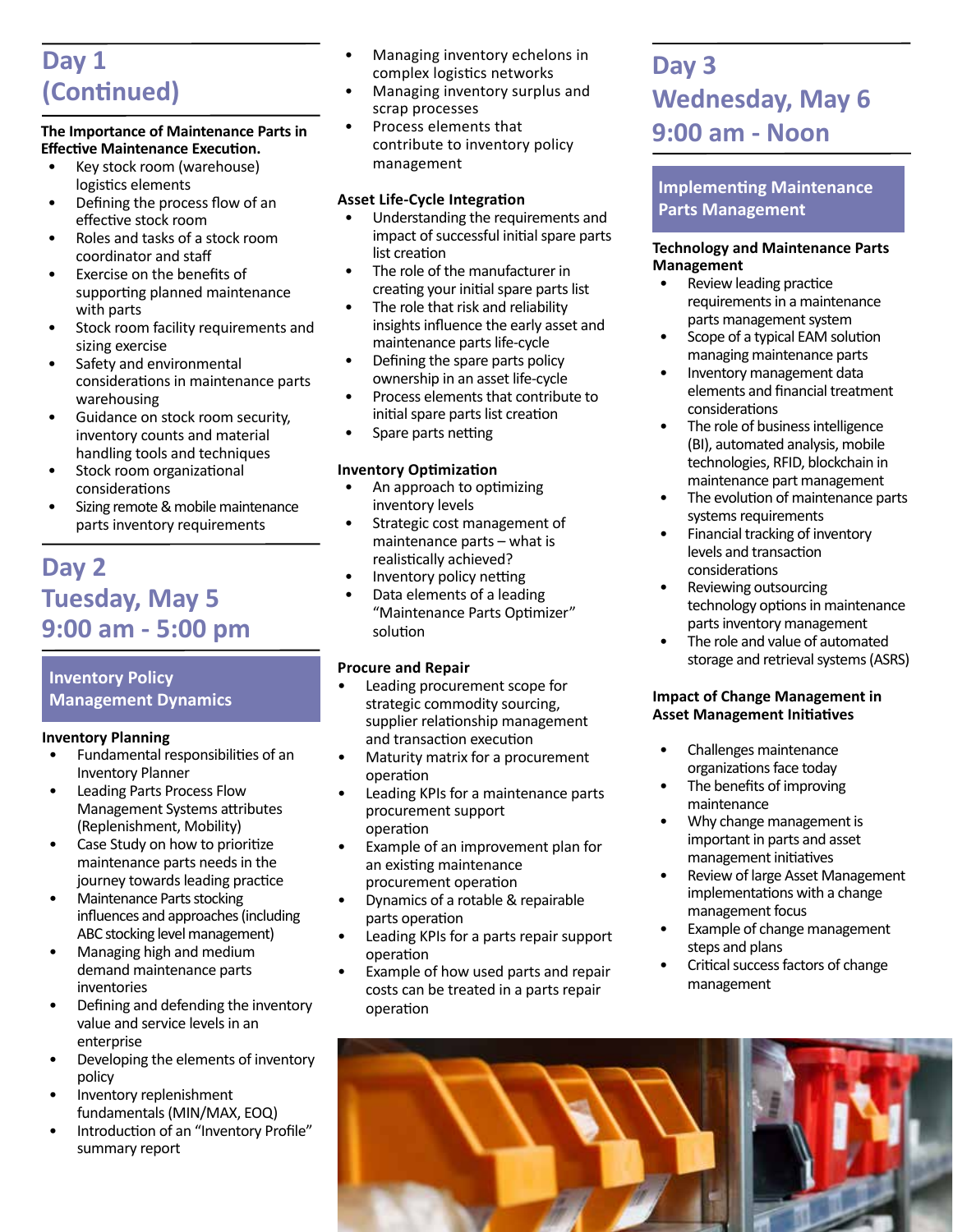## Day 1 (Continued)

**The Importance of Maintenance Parts in Effective Maintenance Execution.**

- Key stock room (warehouse) logistics elements
- Defining the process flow of an effective stock room
- Roles and tasks of a stock room coordinator and staff
- Exercise on the benefits of supporting planned maintenance with parts
- Stock room facility requirements and sizing exercise
- Safety and environmental considerations in maintenance parts warehousing
- Guidance on stock room security, inventory counts and material handling tools and techniques
- Stock room organizational considerations
- Sizing remote & mobile maintenance parts inventory requirements

## Day 2 Tuesday, May 5 9:00 am - 5:00 pm

### Inventory Policy Management Dynamics

**Inventory Planning**

- Fundamental responsibilities of an Inventory Planner
- Leading Parts Process Flow Management Systems attributes (Replenishment, Mobility)
- Case Study on how to prioritize maintenance parts needs in the journey towards leading practice
- Maintenance Parts stocking influences and approaches (including ABC stocking level management)
- Managing high and medium demand maintenance parts inventories
- Defining and defending the inventory value and service levels in an enterprise
- Developing the elements of inventory policy
- Inventory replenishment fundamentals (MIN/MAX, EOQ)
- Introduction of an "Inventory Profile" summary report
- Managing inventory echelons in complex logistics networks
- Managing inventory surplus and scrap processes
- Process elements that contribute to inventory policy management

**Asset Life-Cycle Integration**

- Understanding the requirements and impact of successful initial spare parts list creation
- The role of the manufacturer in creating your initial spare parts list
- The role that risk and reliability insights influence the early asset and maintenance parts life-cycle
- Defining the spare parts policy ownership in an asset life-cycle
- Process elements that contribute to initial spare parts list creation
- Spare parts netting

**Inventory Optimization**

- An approach to optimizing inventory levels
- Strategic cost management of maintenance parts – what is realistically achieved?
- Inventory policy netting
- Data elements of a leading "Maintenance Parts Optimizer" solution

**Procure and Repair**

- Leading procurement scope for strategic commodity sourcing, supplier relationship management and transaction execution
- Maturity matrix for a procurement operation
- Leading KPIs for a maintenance parts procurement support operation
- Example of an improvement plan for an existing maintenance procurement operation
- Dynamics of a rotable & repairable parts operation
- Leading KPIs for a parts repair support operation
- Example of how used parts and repair costs can be treated in a parts repair operation

## Day 3 Wednesday, May 6 9:00 am - Noon

### Implementing Maintenance Parts Management

**Technology and Maintenance Parts Management**

- Review leading practice requirements in a maintenance parts management system
- Scope of a typical EAM solution managing maintenance parts
- Inventory management data elements and financial treatment considerations
- The role of business intelligence (BI), automated analysis, mobile technologies, RFID, blockchain in maintenance part management
- The evolution of maintenance parts systems requirements
- Financial tracking of inventory levels and transaction considerations
- Reviewing outsourcing technology options in maintenance parts inventory management
- The role and value of automated storage and retrieval systems (ASRS)

**Impact of Change Management in Asset Management Initiatives**

- Challenges maintenance organizations face today
- The benefits of improving maintenance
- Why change management is important in parts and asset management initiatives
- Review of large Asset Management implementations with a change management focus
- Example of change management steps and plans
- Critical success factors of change management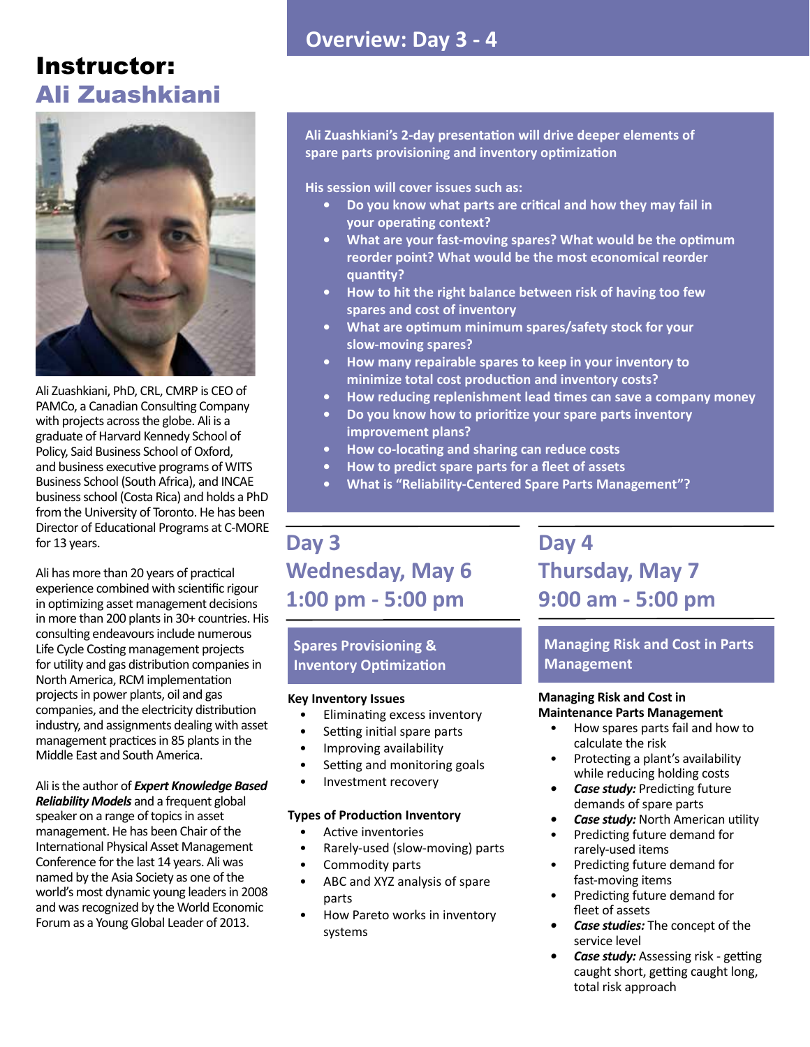# Instructor: Ali Zuashkiani

Ali Zuashkiani, PhD, CRL, CMRP is CEO of PAMCo, a Canadian Consulting Company with projects across the globe. Ali is a graduate of Harvard Kennedy School of Policy, Said Business School of Oxford, and business executive programs of WITS Business School (South Africa), and INCAE business school (Costa Rica) and holds a PhD from the University of Toronto. He has been Director of Educational Programs at C-MORE for 13 years.

Ali has more than 20 years of practical experience combined with scientific rigour in optimizing asset management decisions in more than 200 plants in 30+ countries. His consulting endeavours include numerous Life Cycle Costing management projects for utility and gas distribution companies in North America, RCM implementation projects in power plants, oil and gas companies, and the electricity distribution industry, and assignments dealing with asset management practices in 85 plants in the Middle East and South America.

Ali is the author of ***Expert Knowledge Based Reliability Models*** and a frequent global speaker on a range of topics in asset management. He has been Chair of the International Physical Asset Management Conference for the last 14 years. Ali was named by the Asia Society as one of the world's most dynamic young leaders in 2008 and was recognized by the World Economic Forum as a Young Global Leader of 2013.

## Overview: Day 3 - 4

**Ali Zuashkiani's 2-day presentation will drive deeper elements of spare parts provisioning and inventory optimization**

**His session will cover issues such as:**

- **Do you know what parts are critical and how they may fail in your operating context?**
- **What are your fast-moving spares? What would be the optimum reorder point? What would be the most economical reorder quantity?**
- **How to hit the right balance between risk of having too few spares and cost of inventory**
- **What are optimum minimum spares/safety stock for your slow-moving spares?**
- **How many repairable spares to keep in your inventory to minimize total cost production and inventory costs?**
- **How reducing replenishment lead times can save a company money**
- **Do you know how to prioritize your spare parts inventory improvement plans?**
- **How co-locating and sharing can reduce costs**
- **How to predict spare parts for a fleet of assets**
- **What is "Reliability-Centered Spare Parts Management"?**

## Day 3
## Wednesday, May 6
## 1:00 pm - 5:00 pm

### Spares Provisioning & Inventory Optimization

**Key Inventory Issues**

- Eliminating excess inventory
- Setting initial spare parts
- Improving availability
- Setting and monitoring goals
- Investment recovery

**Types of Production Inventory**

- Active inventories
- Rarely-used (slow-moving) parts
- Commodity parts
- ABC and XYZ analysis of spare parts
- How Pareto works in inventory systems

## Day 4
## Thursday, May 7
## 9:00 am - 5:00 pm

### Managing Risk and Cost in Parts Management

**Managing Risk and Cost in Maintenance Parts Management**

- How spares parts fail and how to calculate the risk
- Protecting a plant's availability while reducing holding costs
- ***Case study:*** Predicting future demands of spare parts
- ***Case study:*** North American utility
- Predicting future demand for rarely-used items
- Predicting future demand for fast-moving items
- Predicting future demand for fleet of assets
- ***Case studies:*** The concept of the service level
- ***Case study:*** Assessing risk - getting caught short, getting caught long, total risk approach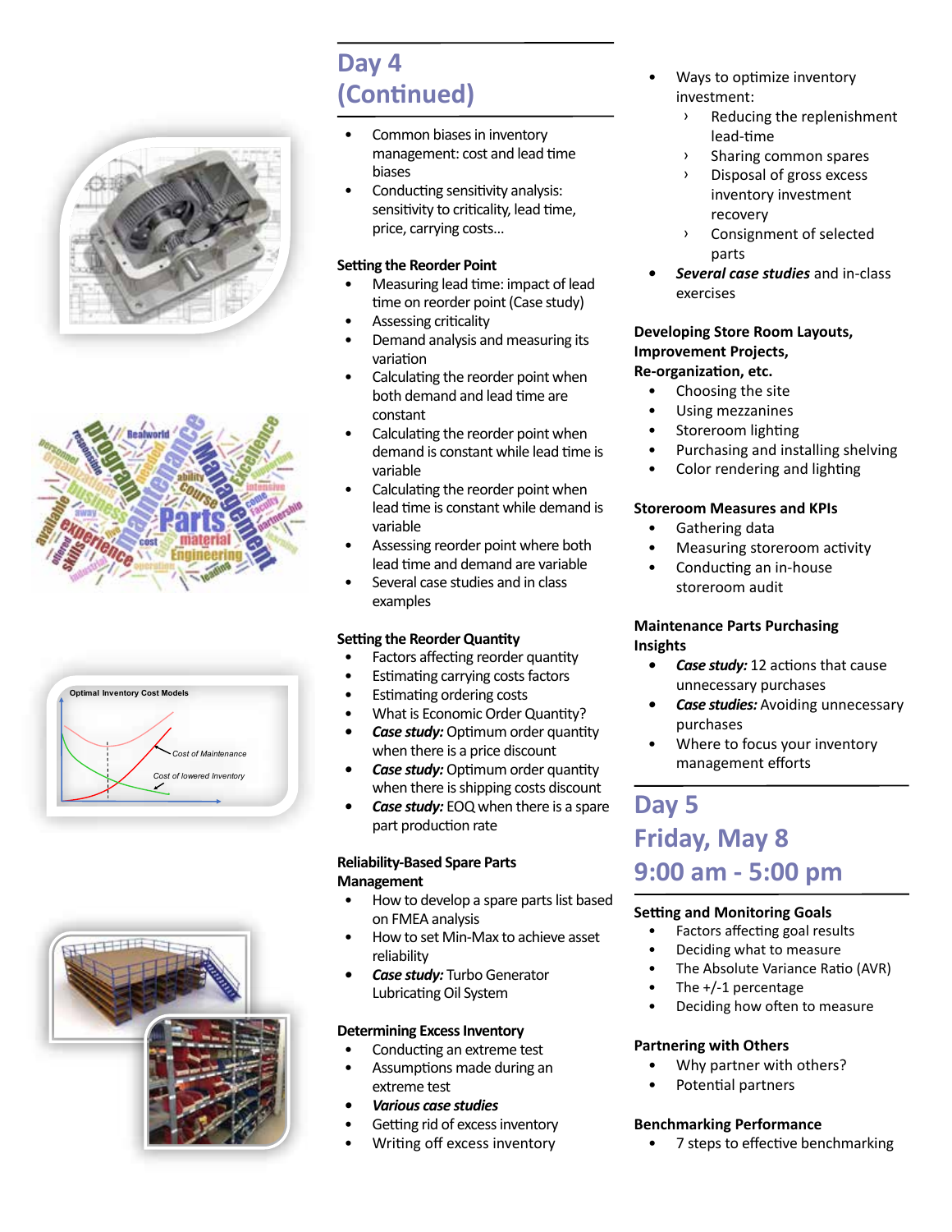## Day 4 (Continued)

- Common biases in inventory management: cost and lead time biases
- Conducting sensitivity analysis: sensitivity to criticality, lead time, price, carrying costs...

### Setting the Reorder Point

- Measuring lead time: impact of lead time on reorder point (Case study)
- Assessing criticality
- Demand analysis and measuring its variation
- Calculating the reorder point when both demand and lead time are constant
- Calculating the reorder point when demand is constant while lead time is variable
- Calculating the reorder point when lead time is constant while demand is variable
- Assessing reorder point where both lead time and demand are variable
- Several case studies and in class examples

### Setting the Reorder Quantity

- Factors affecting reorder quantity
- Estimating carrying costs factors
- Estimating ordering costs
- What is Economic Order Quantity?
- ***Case study:*** Optimum order quantity when there is a price discount
- ***Case study:*** Optimum order quantity when there is shipping costs discount
- ***Case study:*** EOQ when there is a spare part production rate

### Reliability-Based Spare Parts Management

- How to develop a spare parts list based on FMEA analysis
- How to set Min-Max to achieve asset reliability
- ***Case study:*** Turbo Generator Lubricating Oil System

### Determining Excess Inventory

- Conducting an extreme test
- Assumptions made during an extreme test
- ***Various case studies***
- Getting rid of excess inventory
- Writing off excess inventory
- Ways to optimize inventory investment:
  - Reducing the replenishment lead-time
  - Sharing common spares
  - Disposal of gross excess inventory investment recovery
  - Consignment of selected parts
- ***Several case studies*** and in-class exercises

### Developing Store Room Layouts, Improvement Projects, Re-organization, etc.

- Choosing the site
- Using mezzanines
- Storeroom lighting
- Purchasing and installing shelving
- Color rendering and lighting

### Storeroom Measures and KPIs

- Gathering data
- Measuring storeroom activity
- Conducting an in-house storeroom audit

### Maintenance Parts Purchasing Insights

- ***Case study:*** 12 actions that cause unnecessary purchases
- ***Case studies:*** Avoiding unnecessary purchases
- Where to focus your inventory management efforts

## Day 5
## Friday, May 8
## 9:00 am - 5:00 pm

### Setting and Monitoring Goals

- Factors affecting goal results
- Deciding what to measure
- The Absolute Variance Ratio (AVR)
- The +/-1 percentage
- Deciding how often to measure

### Partnering with Others

- Why partner with others?
- Potential partners

### Benchmarking Performance

- 7 steps to effective benchmarking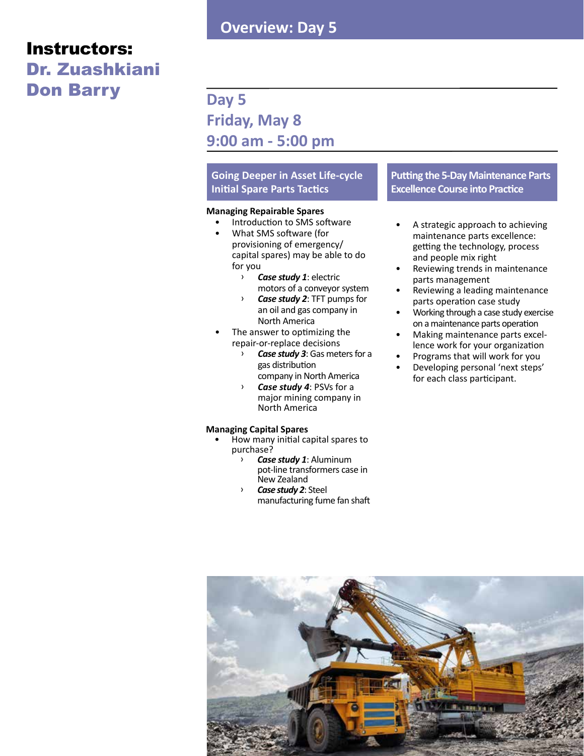# Overview: Day 5

## Instructors:
## Dr. Zuashkiani
## Don Barry

## Day 5
## Friday, May 8
## 9:00 am - 5:00 pm

### Going Deeper in Asset Life-cycle Initial Spare Parts Tactics

**Managing Repairable Spares**

- Introduction to SMS software
- What SMS software (for provisioning of emergency/ capital spares) may be able to do for you
  - ***Case study 1***: electric motors of a conveyor system
  - ***Case study 2***: TFT pumps for an oil and gas company in North America
- The answer to optimizing the repair-or-replace decisions
  - ***Case study 3***: Gas meters for a gas distribution company in North America
  - ***Case study 4***: PSVs for a major mining company in North America

**Managing Capital Spares**

- How many initial capital spares to purchase?
  - ***Case study 1***: Aluminum pot-line transformers case in New Zealand
  - ***Case study 2***: Steel manufacturing fume fan shaft

### Putting the 5-Day Maintenance Parts Excellence Course into Practice

- A strategic approach to achieving maintenance parts excellence: getting the technology, process and people mix right
- Reviewing trends in maintenance parts management
- Reviewing a leading maintenance parts operation case study
- Working through a case study exercise on a maintenance parts operation
- Making maintenance parts excellence work for your organization
- Programs that will work for you
- Developing personal 'next steps' for each class participant.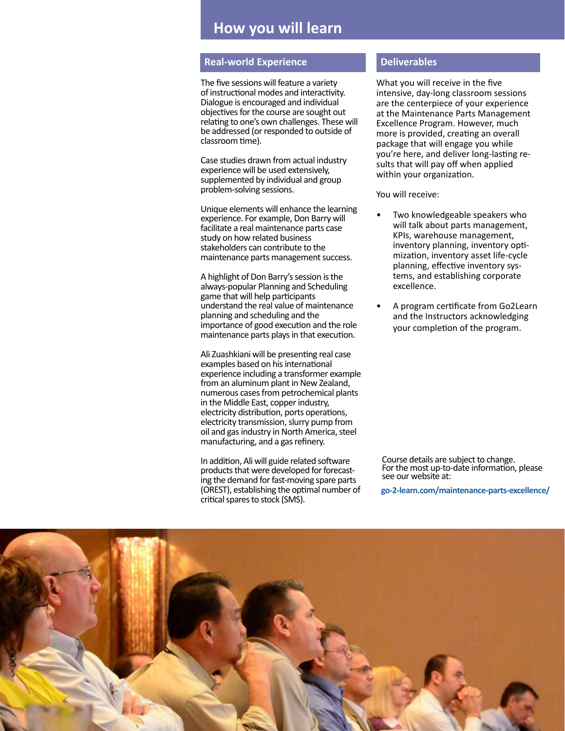# How you will learn

## Real-world Experience

The five sessions will feature a variety of instructional modes and interactivity. Dialogue is encouraged and individual objectives for the course are sought out relating to one's own challenges. These will be addressed (or responded to outside of classroom time).

Case studies drawn from actual industry experience will be used extensively, supplemented by individual and group problem-solving sessions.

Unique elements will enhance the learning experience. For example, Don Barry will facilitate a real maintenance parts case study on how related business stakeholders can contribute to the maintenance parts management success.

A highlight of Don Barry's session is the always-popular Planning and Scheduling game that will help participants understand the real value of maintenance planning and scheduling and the importance of good execution and the role maintenance parts plays in that execution.

Ali Zuashkiani will be presenting real case examples based on his international experience including a transformer example from an aluminum plant in New Zealand, numerous cases from petrochemical plants in the Middle East, copper industry, electricity distribution, ports operations, electricity transmission, slurry pump from oil and gas industry in North America, steel manufacturing, and a gas refinery.

In addition, Ali will guide related software products that were developed for forecasting the demand for fast-moving spare parts (OREST), establishing the optimal number of critical spares to stock (SMS).

## Deliverables

What you will receive in the five intensive, day-long classroom sessions are the centerpiece of your experience at the Maintenance Parts Management Excellence Program. However, much more is provided, creating an overall package that will engage you while you're here, and deliver long-lasting results that will pay off when applied within your organization.

You will receive:

- Two knowledgeable speakers who will talk about parts management, KPIs, warehouse management, inventory planning, inventory optimization, inventory asset life-cycle planning, effective inventory systems, and establishing corporate excellence.
- A program certificate from Go2Learn and the Instructors acknowledging your completion of the program.

Course details are subject to change. For the most up-to-date information, please see our website at:

**go-2-learn.com/maintenance-parts-excellence/**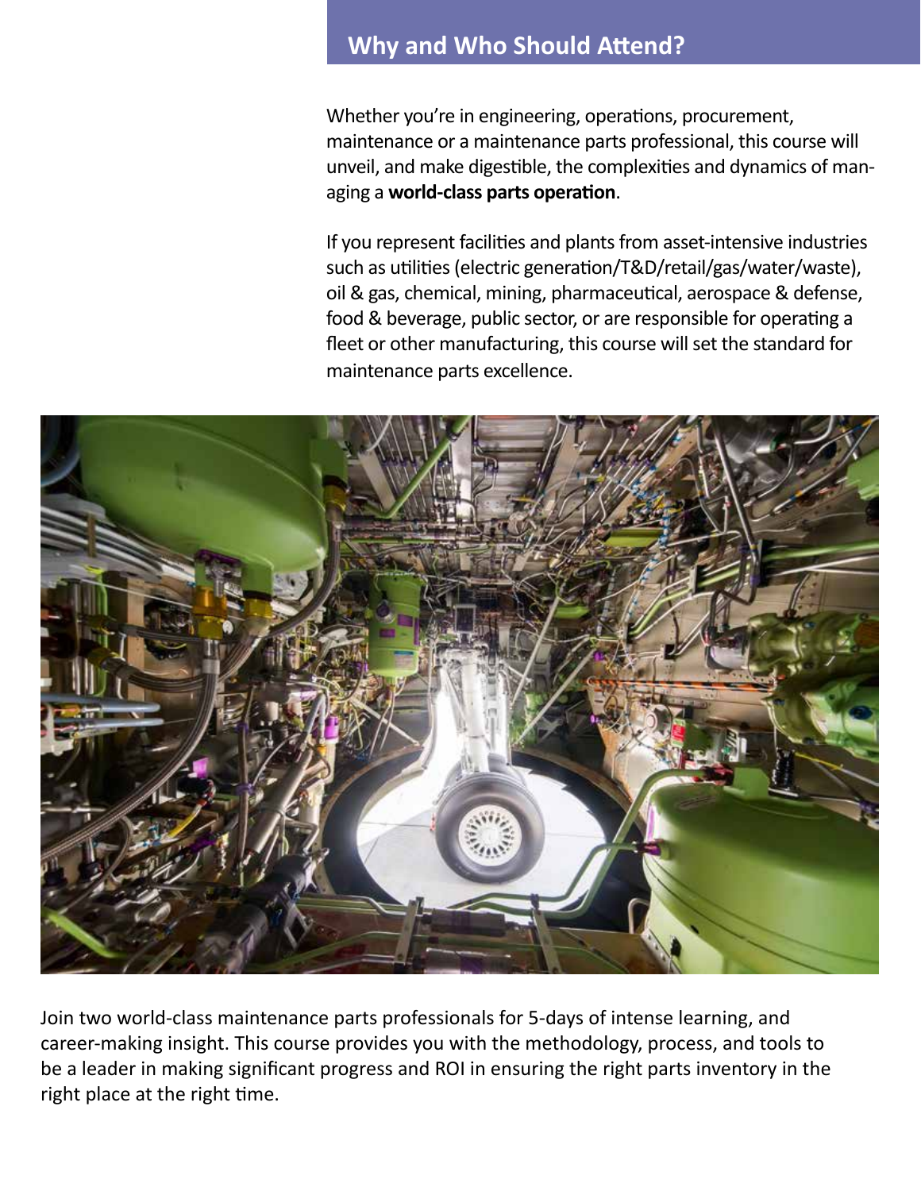## Why and Who Should Attend?

Whether you're in engineering, operations, procurement, maintenance or a maintenance parts professional, this course will unveil, and make digestible, the complexities and dynamics of managing a **world-class parts operation**.

If you represent facilities and plants from asset-intensive industries such as utilities (electric generation/T&D/retail/gas/water/waste), oil & gas, chemical, mining, pharmaceutical, aerospace & defense, food & beverage, public sector, or are responsible for operating a fleet or other manufacturing, this course will set the standard for maintenance parts excellence.

Join two world-class maintenance parts professionals for 5-days of intense learning, and career-making insight. This course provides you with the methodology, process, and tools to be a leader in making significant progress and ROI in ensuring the right parts inventory in the right place at the right time.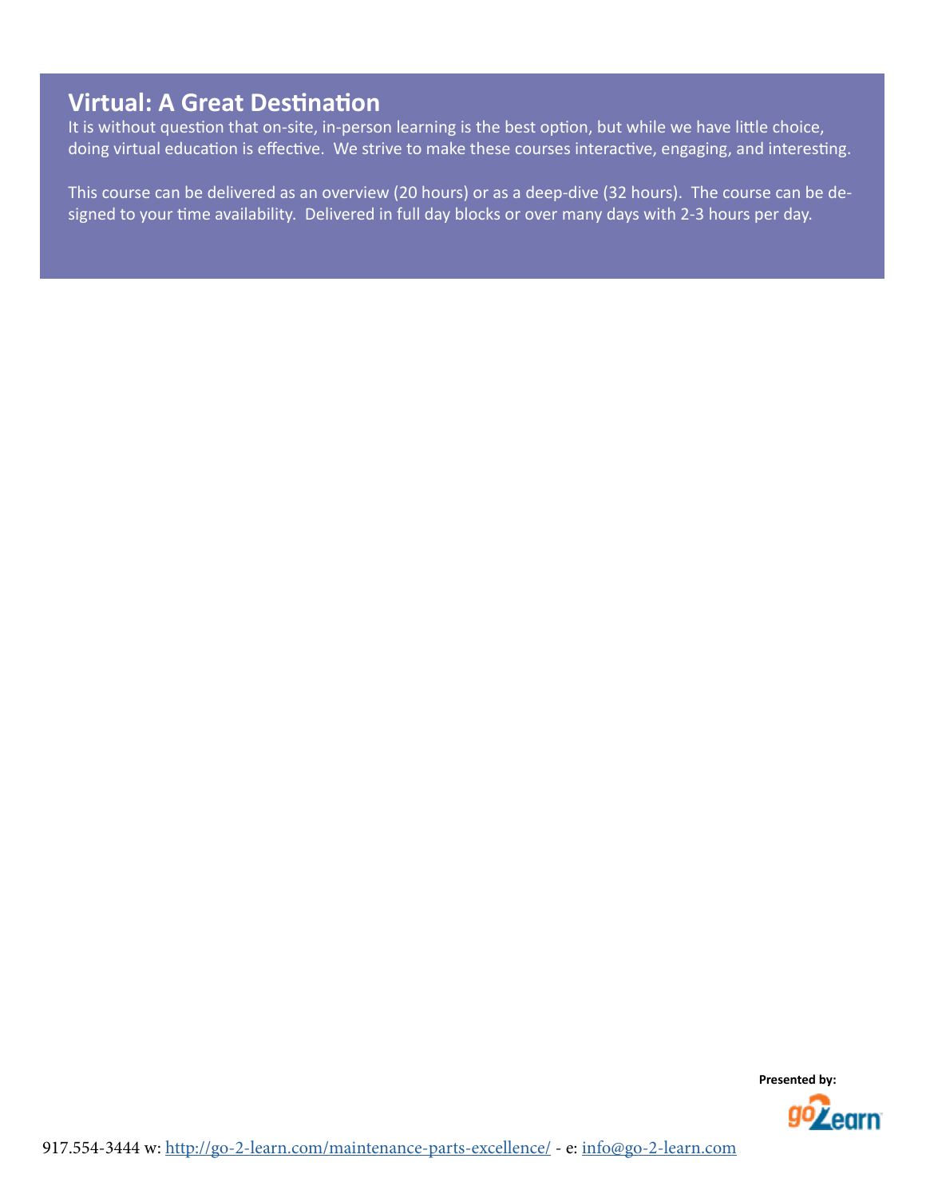## Virtual: A Great Destination

It is without question that on-site, in-person learning is the best option, but while we have little choice, doing virtual education is effective. We strive to make these courses interactive, engaging, and interesting.

This course can be delivered as an overview (20 hours) or as a deep-dive (32 hours). The course can be designed to your time availability. Delivered in full day blocks or over many days with 2-3 hours per day.

**Presented by:**

go2learn

917.554-3444 w: [http://go-2-learn.com/maintenance-parts-excellence/](http://go-2-learn.com/maintenance-parts-excellence/) - e: [info@go-2-learn.com](mailto:info@go-2-learn.com)